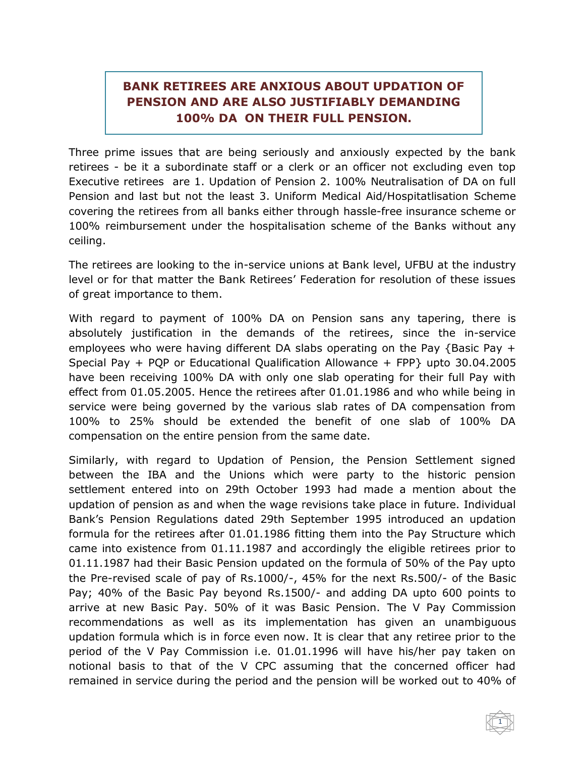# BANK RETIREES ARE ANXIOUS ABOUT UPDATION OF PENSION AND ARE ALSO JUSTIFIABLY DEMANDING 100% DA ON THEIR FULL PENSION.

Three prime issues that are being seriously and anxiously expected by the bank retirees - be it a subordinate staff or a clerk or an officer not excluding even top Executive retirees are 1. Updation of Pension 2. 100% Neutralisation of DA on full Pension and last but not the least 3. Uniform Medical Aid/Hospitatlisation Scheme covering the retirees from all banks either through hassle-free insurance scheme or 100% reimbursement under the hospitalisation scheme of the Banks without any ceiling.

The retirees are looking to the in-service unions at Bank level, UFBU at the industry level or for that matter the Bank Retirees' Federation for resolution of these issues of great importance to them.

With regard to payment of 100% DA on Pension sans any tapering, there is absolutely justification in the demands of the retirees, since the in-service employees who were having different DA slabs operating on the Pay {Basic Pay + Special Pay + PQP or Educational Qualification Allowance + FPP} upto 30.04.2005 have been receiving 100% DA with only one slab operating for their full Pay with effect from 01.05.2005. Hence the retirees after 01.01.1986 and who while being in service were being governed by the various slab rates of DA compensation from 100% to 25% should be extended the benefit of one slab of 100% DA compensation on the entire pension from the same date.

Similarly, with regard to Updation of Pension, the Pension Settlement signed between the IBA and the Unions which were party to the historic pension settlement entered into on 29th October 1993 had made a mention about the updation of pension as and when the wage revisions take place in future. Individual Bank's Pension Regulations dated 29th September 1995 introduced an updation formula for the retirees after 01.01.1986 fitting them into the Pay Structure which came into existence from 01.11.1987 and accordingly the eligible retirees prior to 01.11.1987 had their Basic Pension updated on the formula of 50% of the Pay upto the Pre-revised scale of pay of Rs.1000/-, 45% for the next Rs.500/- of the Basic Pay; 40% of the Basic Pay beyond Rs.1500/- and adding DA upto 600 points to arrive at new Basic Pay. 50% of it was Basic Pension. The V Pay Commission recommendations as well as its implementation has given an unambiguous updation formula which is in force even now. It is clear that any retiree prior to the period of the V Pay Commission i.e. 01.01.1996 will have his/her pay taken on notional basis to that of the V CPC assuming that the concerned officer had remained in service during the period and the pension will be worked out to 40% of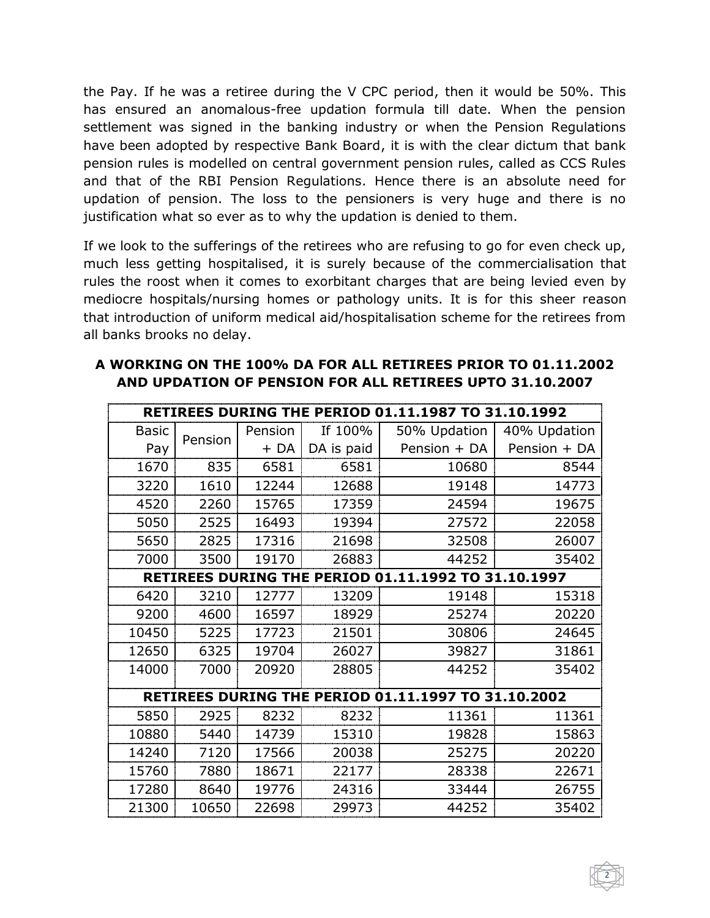the Pay. If he was a retiree during the V CPC period, then it would be 50%. This has ensured an anomalous-free updation formula till date. When the pension settlement was signed in the banking industry or when the Pension Regulations have been adopted by respective Bank Board, it is with the clear dictum that bank pension rules is modelled on central government pension rules, called as CCS Rules and that of the RBI Pension Regulations. Hence there is an absolute need for updation of pension. The loss to the pensioners is very huge and there is no justification what so ever as to why the updation is denied to them.

If we look to the sufferings of the retirees who are refusing to go for even check up, much less getting hospitalised, it is surely because of the commercialisation that rules the roost when it comes to exorbitant charges that are being levied even by mediocre hospitals/nursing homes or pathology units. It is for this sheer reason that introduction of uniform medical aid/hospitalisation scheme for the retirees from all banks brooks no delay.

**A WORKING ON THE 100% DA FOR ALL RETIREES PRIOR TO 01.11.2002 AND UPDATION OF PENSION FOR ALL RETIREES UPTO 31.10.2007**

| Basic Pay | Pension | Pension + DA | If 100% DA is paid | 50% Updation Pension + DA | 40% Updation Pension + DA |
|---|---|---|---|---|---|
| **RETIREES DURING THE PERIOD 01.11.1987 TO 31.10.1992** | | | | | |
| 1670 | 835 | 6581 | 6581 | 10680 | 8544 |
| 3220 | 1610 | 12244 | 12688 | 19148 | 14773 |
| 4520 | 2260 | 15765 | 17359 | 24594 | 19675 |
| 5050 | 2525 | 16493 | 19394 | 27572 | 22058 |
| 5650 | 2825 | 17316 | 21698 | 32508 | 26007 |
| 7000 | 3500 | 19170 | 26883 | 44252 | 35402 |
| **RETIREES DURING THE PERIOD 01.11.1992 TO 31.10.1997** | | | | | |
| 6420 | 3210 | 12777 | 13209 | 19148 | 15318 |
| 9200 | 4600 | 16597 | 18929 | 25274 | 20220 |
| 10450 | 5225 | 17723 | 21501 | 30806 | 24645 |
| 12650 | 6325 | 19704 | 26027 | 39827 | 31861 |
| 14000 | 7000 | 20920 | 28805 | 44252 | 35402 |
| **RETIREES DURING THE PERIOD 01.11.1997 TO 31.10.2002** | | | | | |
| 5850 | 2925 | 8232 | 8232 | 11361 | 11361 |
| 10880 | 5440 | 14739 | 15310 | 19828 | 15863 |
| 14240 | 7120 | 17566 | 20038 | 25275 | 20220 |
| 15760 | 7880 | 18671 | 22177 | 28338 | 22671 |
| 17280 | 8640 | 19776 | 24316 | 33444 | 26755 |
| 21300 | 10650 | 22698 | 29973 | 44252 | 35402 |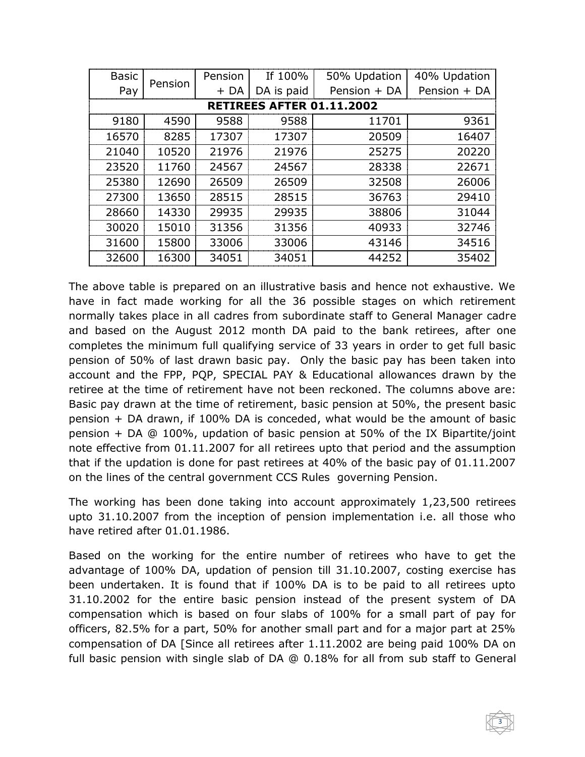| Basic Pay | Pension | Pension + DA | If 100% DA is paid | 50% Updation Pension + DA | 40% Updation Pension + DA |
|---|---|---|---|---|---|
| **RETIREES AFTER 01.11.2002** | | | | | |
| 9180 | 4590 | 9588 | 9588 | 11701 | 9361 |
| 16570 | 8285 | 17307 | 17307 | 20509 | 16407 |
| 21040 | 10520 | 21976 | 21976 | 25275 | 20220 |
| 23520 | 11760 | 24567 | 24567 | 28338 | 22671 |
| 25380 | 12690 | 26509 | 26509 | 32508 | 26006 |
| 27300 | 13650 | 28515 | 28515 | 36763 | 29410 |
| 28660 | 14330 | 29935 | 29935 | 38806 | 31044 |
| 30020 | 15010 | 31356 | 31356 | 40933 | 32746 |
| 31600 | 15800 | 33006 | 33006 | 43146 | 34516 |
| 32600 | 16300 | 34051 | 34051 | 44252 | 35402 |

The above table is prepared on an illustrative basis and hence not exhaustive. We have in fact made working for all the 36 possible stages on which retirement normally takes place in all cadres from subordinate staff to General Manager cadre and based on the August 2012 month DA paid to the bank retirees, after one completes the minimum full qualifying service of 33 years in order to get full basic pension of 50% of last drawn basic pay. Only the basic pay has been taken into account and the FPP, PQP, SPECIAL PAY & Educational allowances drawn by the retiree at the time of retirement have not been reckoned. The columns above are: Basic pay drawn at the time of retirement, basic pension at 50%, the present basic pension + DA drawn, if 100% DA is conceded, what would be the amount of basic pension + DA @ 100%, updation of basic pension at 50% of the IX Bipartite/joint note effective from 01.11.2007 for all retirees upto that period and the assumption that if the updation is done for past retirees at 40% of the basic pay of 01.11.2007 on the lines of the central government CCS Rules governing Pension.

The working has been done taking into account approximately 1,23,500 retirees upto 31.10.2007 from the inception of pension implementation i.e. all those who have retired after 01.01.1986.

Based on the working for the entire number of retirees who have to get the advantage of 100% DA, updation of pension till 31.10.2007, costing exercise has been undertaken. It is found that if 100% DA is to be paid to all retirees upto 31.10.2002 for the entire basic pension instead of the present system of DA compensation which is based on four slabs of 100% for a small part of pay for officers, 82.5% for a part, 50% for another small part and for a major part at 25% compensation of DA [Since all retirees after 1.11.2002 are being paid 100% DA on full basic pension with single slab of DA @ 0.18% for all from sub staff to General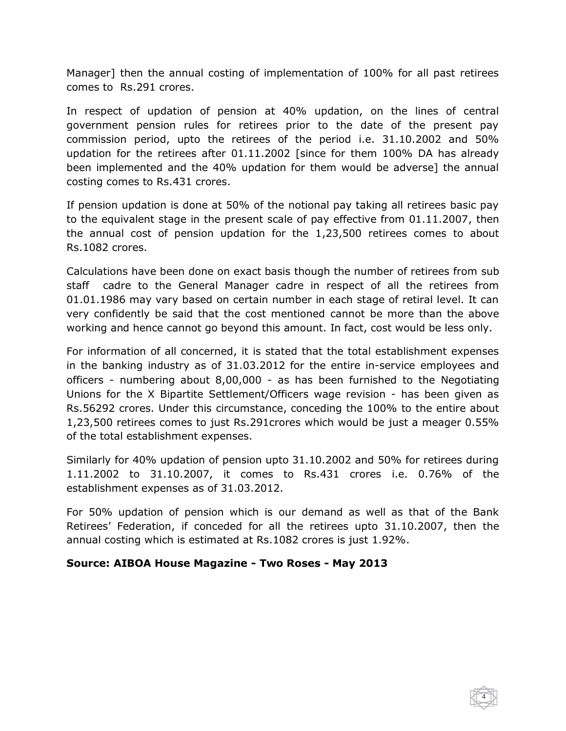Manager] then the annual costing of implementation of 100% for all past retirees comes to Rs.291 crores.

In respect of updation of pension at 40% updation, on the lines of central government pension rules for retirees prior to the date of the present pay commission period, upto the retirees of the period i.e. 31.10.2002 and 50% updation for the retirees after 01.11.2002 [since for them 100% DA has already been implemented and the 40% updation for them would be adverse] the annual costing comes to Rs.431 crores.

If pension updation is done at 50% of the notional pay taking all retirees basic pay to the equivalent stage in the present scale of pay effective from 01.11.2007, then the annual cost of pension updation for the 1,23,500 retirees comes to about Rs.1082 crores.

Calculations have been done on exact basis though the number of retirees from sub staff cadre to the General Manager cadre in respect of all the retirees from 01.01.1986 may vary based on certain number in each stage of retiral level. It can very confidently be said that the cost mentioned cannot be more than the above working and hence cannot go beyond this amount. In fact, cost would be less only.

For information of all concerned, it is stated that the total establishment expenses in the banking industry as of 31.03.2012 for the entire in-service employees and officers - numbering about 8,00,000 - as has been furnished to the Negotiating Unions for the X Bipartite Settlement/Officers wage revision - has been given as Rs.56292 crores. Under this circumstance, conceding the 100% to the entire about 1,23,500 retirees comes to just Rs.291crores which would be just a meager 0.55% of the total establishment expenses.

Similarly for 40% updation of pension upto 31.10.2002 and 50% for retirees during 1.11.2002 to 31.10.2007, it comes to Rs.431 crores i.e. 0.76% of the establishment expenses as of 31.03.2012.

For 50% updation of pension which is our demand as well as that of the Bank Retirees' Federation, if conceded for all the retirees upto 31.10.2007, then the annual costing which is estimated at Rs.1082 crores is just 1.92%.

**Source: AIBOA House Magazine - Two Roses - May 2013**